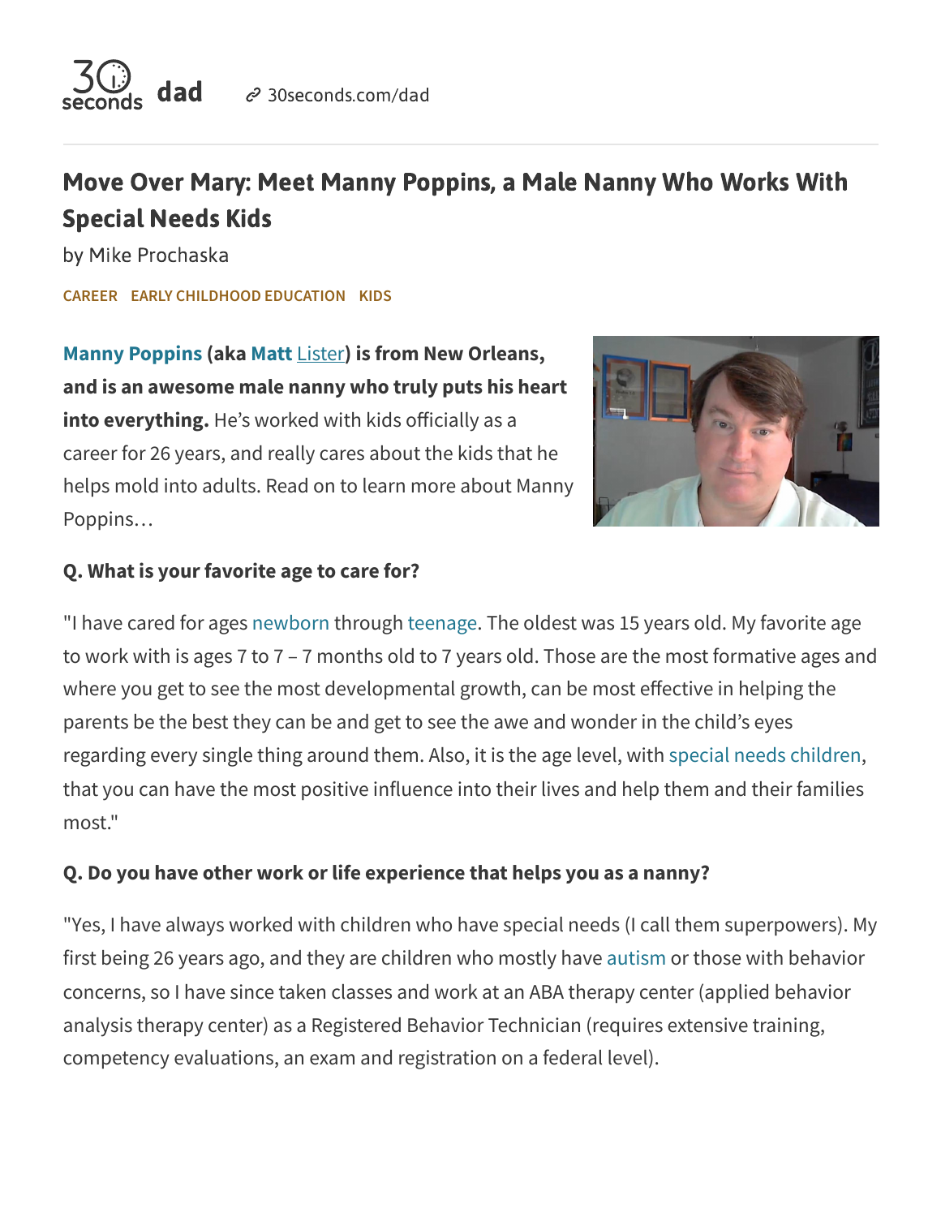# Move Over Mary: Meet Manny Poppins, a Male Nanny Who Works With Special Needs Kids

by Mike Prochaska

CAREER EARLY CHILDHOOD EDUCATION KIDS

**Manny Poppins (aka Matt Lister) is from New Orleans, and is an awesome male nanny who truly puts his heart into everything.** He's worked with kids officially as a career for 26 years, and really cares about the kids that he helps mold into adults. Read on to learn more about Manny Poppins…

### Q. What is your favorite age to care for?

"I have cared for ages newborn through teenage. The oldest was 15 years old. My favorite age to work with is ages 7 to 7 – 7 months old to 7 years old. Those are the most formative ages and where you get to see the most developmental growth, can be most effective in helping the parents be the best they can be and get to see the awe and wonder in the child's eyes regarding every single thing around them. Also, it is the age level, with special needs children, that you can have the most positive influence into their lives and help them and their families most."

### Q. Do you have other work or life experience that helps you as a nanny?

"Yes, I have always worked with children who have special needs (I call them superpowers). My first being 26 years ago, and they are children who mostly have autism or those with behavior concerns, so I have since taken classes and work at an ABA therapy center (applied behavior analysis therapy center) as a Registered Behavior Technician (requires extensive training, competency evaluations, an exam and registration on a federal level).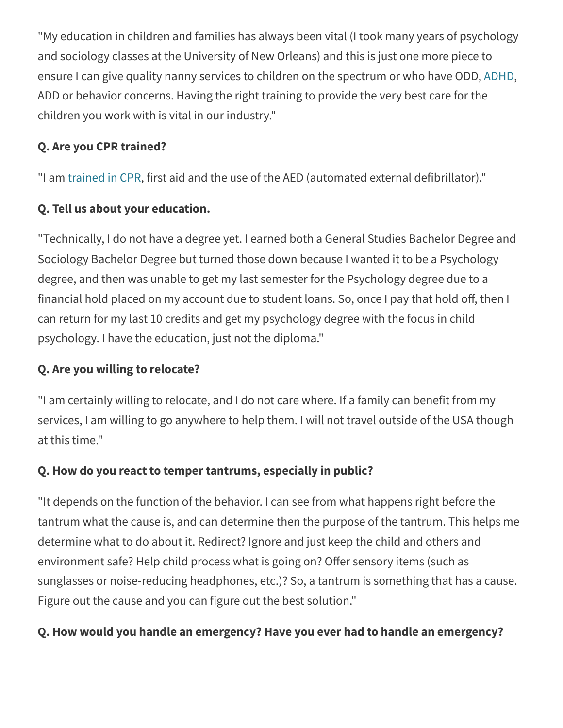"My education in children and families has always been vital (I took many years of psychology and sociology classes at the University of New Orleans) and this is just one more piece to ensure I can give quality nanny services to children on the spectrum or who have ODD, ADHD, ADD or behavior concerns. Having the right training to provide the very best care for the children you work with is vital in our industry."

**Q. Are you CPR trained?**

"I am trained in CPR, first aid and the use of the AED (automated external defibrillator)."

**Q. Tell us about your education.**

"Technically, I do not have a degree yet. I earned both a General Studies Bachelor Degree and Sociology Bachelor Degree but turned those down because I wanted it to be a Psychology degree, and then was unable to get my last semester for the Psychology degree due to a financial hold placed on my account due to student loans. So, once I pay that hold off, then I can return for my last 10 credits and get my psychology degree with the focus in child psychology. I have the education, just not the diploma."

**Q. Are you willing to relocate?**

"I am certainly willing to relocate, and I do not care where. If a family can benefit from my services, I am willing to go anywhere to help them. I will not travel outside of the USA though at this time."

**Q. How do you react to temper tantrums, especially in public?**

"It depends on the function of the behavior. I can see from what happens right before the tantrum what the cause is, and can determine then the purpose of the tantrum. This helps me determine what to do about it. Redirect? Ignore and just keep the child and others and environment safe? Help child process what is going on? Offer sensory items (such as sunglasses or noise-reducing headphones, etc.)? So, a tantrum is something that has a cause. Figure out the cause and you can figure out the best solution."

**Q. How would you handle an emergency? Have you ever had to handle an emergency?**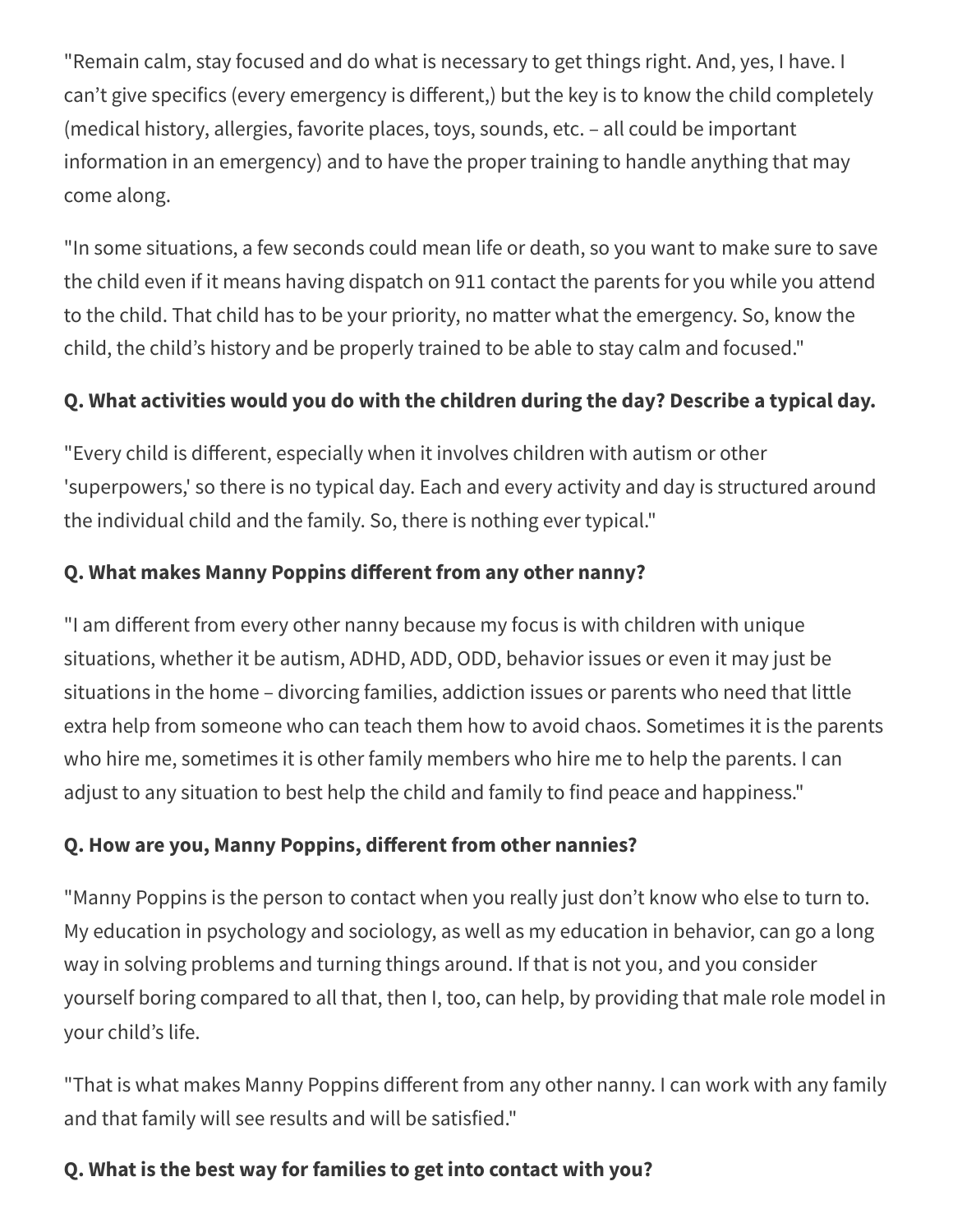"Remain calm, stay focused and do what is necessary to get things right. And, yes, I have. I can't give specifics (every emergency is different,) but the key is to know the child completely (medical history, allergies, favorite places, toys, sounds, etc. – all could be important information in an emergency) and to have the proper training to handle anything that may come along.

"In some situations, a few seconds could mean life or death, so you want to make sure to save the child even if it means having dispatch on 911 contact the parents for you while you attend to the child. That child has to be your priority, no matter what the emergency. So, know the child, the child's history and be properly trained to be able to stay calm and focused."

**Q. What activities would you do with the children during the day? Describe a typical day.**

"Every child is different, especially when it involves children with autism or other 'superpowers,' so there is no typical day. Each and every activity and day is structured around the individual child and the family. So, there is nothing ever typical."

**Q. What makes Manny Poppins different from any other nanny?**

"I am different from every other nanny because my focus is with children with unique situations, whether it be autism, ADHD, ADD, ODD, behavior issues or even it may just be situations in the home – divorcing families, addiction issues or parents who need that little extra help from someone who can teach them how to avoid chaos. Sometimes it is the parents who hire me, sometimes it is other family members who hire me to help the parents. I can adjust to any situation to best help the child and family to find peace and happiness."

**Q. How are you, Manny Poppins, different from other nannies?**

"Manny Poppins is the person to contact when you really just don't know who else to turn to. My education in psychology and sociology, as well as my education in behavior, can go a long way in solving problems and turning things around. If that is not you, and you consider yourself boring compared to all that, then I, too, can help, by providing that male role model in your child's life.

"That is what makes Manny Poppins different from any other nanny. I can work with any family and that family will see results and will be satisfied."

**Q. What is the best way for families to get into contact with you?**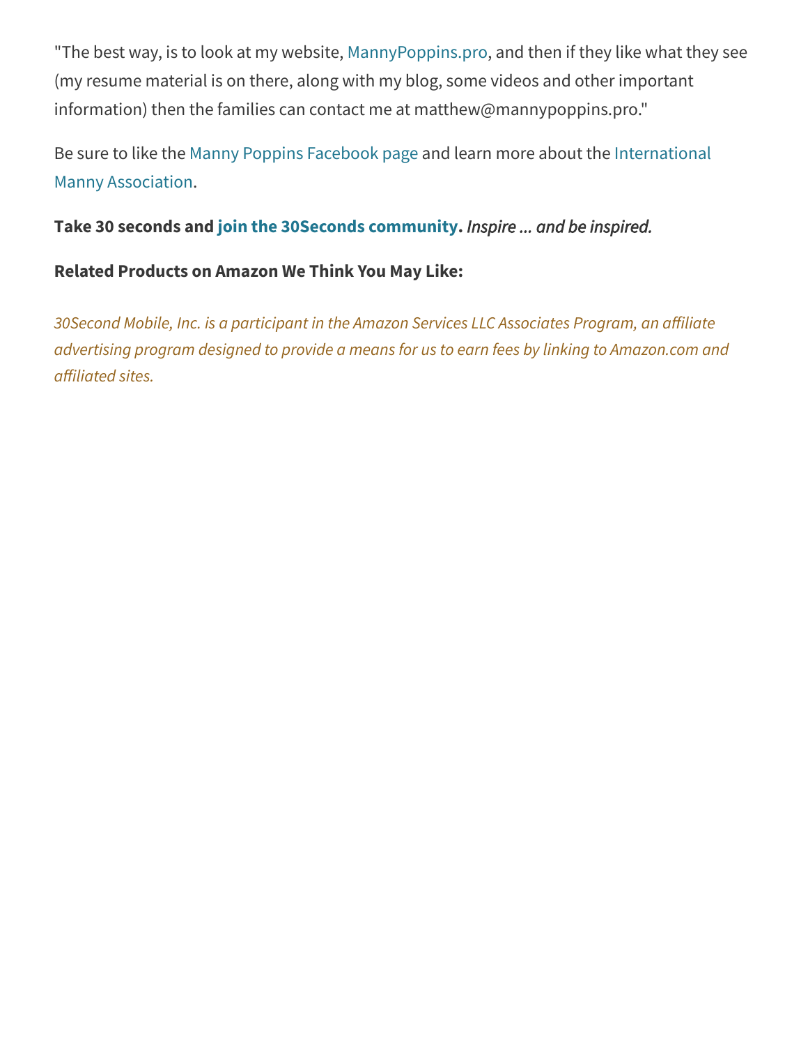"The best way, is to look at my website, ManyPoppins.pro, and then if they like what they see (my resume material is on there, along with my blog, some videos and other important information) then the families can contact me at matthew@mannypoppins.pro."

Be sure to like the Manny Poppins Facebook page and learn more about the International Manny Association.

**Take 30 seconds and join the 30Seconds community.** *Inspire ... and be inspired.*

**Related Products on Amazon We Think You May Like:**

*30Second Mobile, Inc. is a participant in the Amazon Services LLC Associates Program, an affiliate advertising program designed to provide a means for us to earn fees by linking to Amazon.com and affiliated sites.*